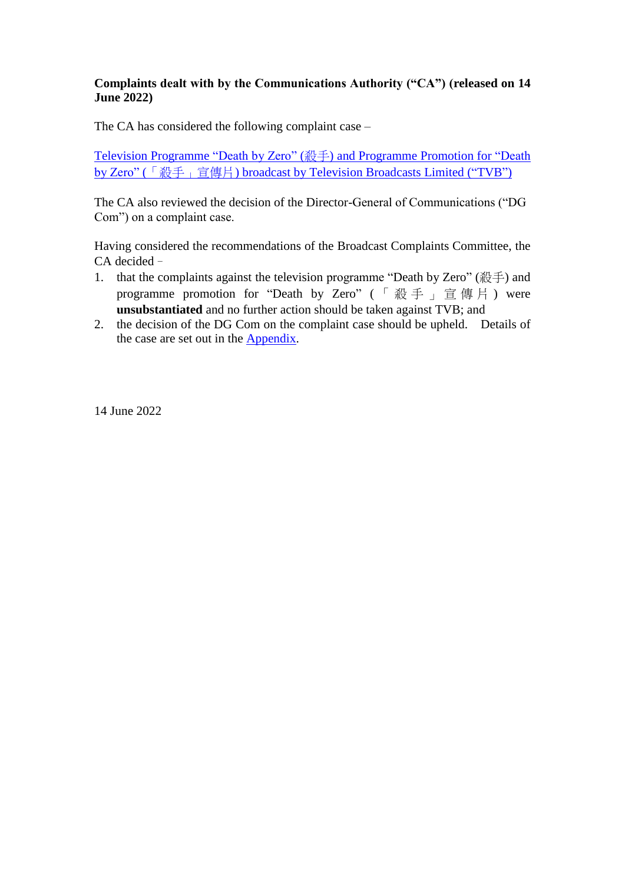**Complaints dealt with by the Communications Authority ("CA") (released on 14 June 2022)**

The CA has considered the following complaint case –

[Television Programme "Death by Zero" (殺手) and Programme Promotion for "Death by Zero" (「殺手」宣傳片) broadcast by Television Broadcasts Limited ("TVB")]

The CA also reviewed the decision of the Director-General of Communications ("DG Com") on a complaint case.

Having considered the recommendations of the Broadcast Complaints Committee, the CA decided –

1. that the complaints against the television programme "Death by Zero" (殺手) and programme promotion for "Death by Zero" (「殺手」宣傳片) were **unsubstantiated** and no further action should be taken against TVB; and
2. the decision of the DG Com on the complaint case should be upheld. Details of the case are set out in the [Appendix].

14 June 2022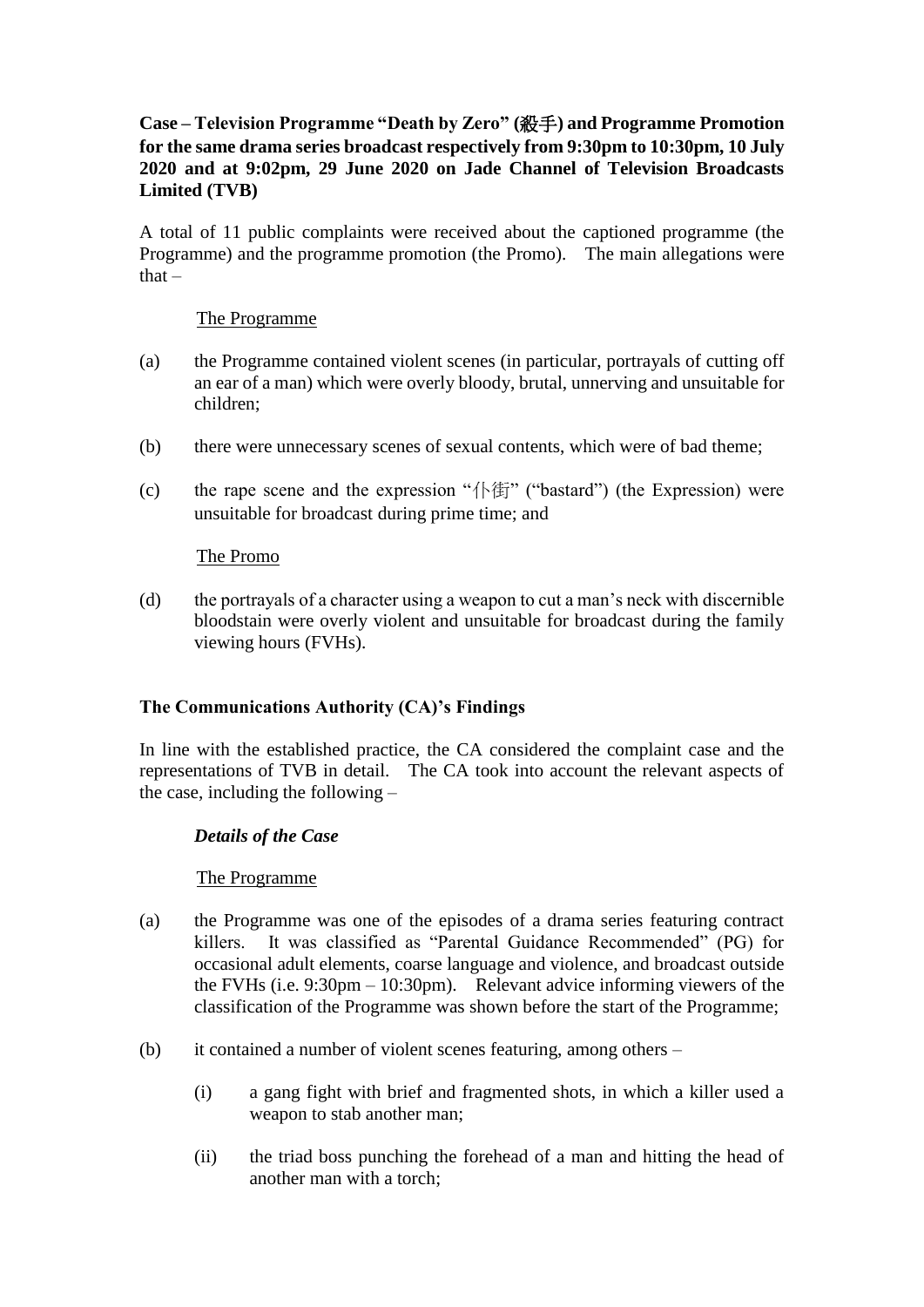**Case – Television Programme "Death by Zero" (殺手) and Programme Promotion for the same drama series broadcast respectively from 9:30pm to 10:30pm, 10 July 2020 and at 9:02pm, 29 June 2020 on Jade Channel of Television Broadcasts Limited (TVB)**

A total of 11 public complaints were received about the captioned programme (the Programme) and the programme promotion (the Promo). The main allegations were that –

The Programme

(a) the Programme contained violent scenes (in particular, portrayals of cutting off an ear of a man) which were overly bloody, brutal, unnerving and unsuitable for children;

(b) there were unnecessary scenes of sexual contents, which were of bad theme;

(c) the rape scene and the expression "仆街" ("bastard") (the Expression) were unsuitable for broadcast during prime time; and

The Promo

(d) the portrayals of a character using a weapon to cut a man's neck with discernible bloodstain were overly violent and unsuitable for broadcast during the family viewing hours (FVHs).

**The Communications Authority (CA)'s Findings**

In line with the established practice, the CA considered the complaint case and the representations of TVB in detail. The CA took into account the relevant aspects of the case, including the following –

***Details of the Case***

The Programme

(a) the Programme was one of the episodes of a drama series featuring contract killers. It was classified as "Parental Guidance Recommended" (PG) for occasional adult elements, coarse language and violence, and broadcast outside the FVHs (i.e. 9:30pm – 10:30pm). Relevant advice informing viewers of the classification of the Programme was shown before the start of the Programme;

(b) it contained a number of violent scenes featuring, among others –

(i) a gang fight with brief and fragmented shots, in which a killer used a weapon to stab another man;

(ii) the triad boss punching the forehead of a man and hitting the head of another man with a torch;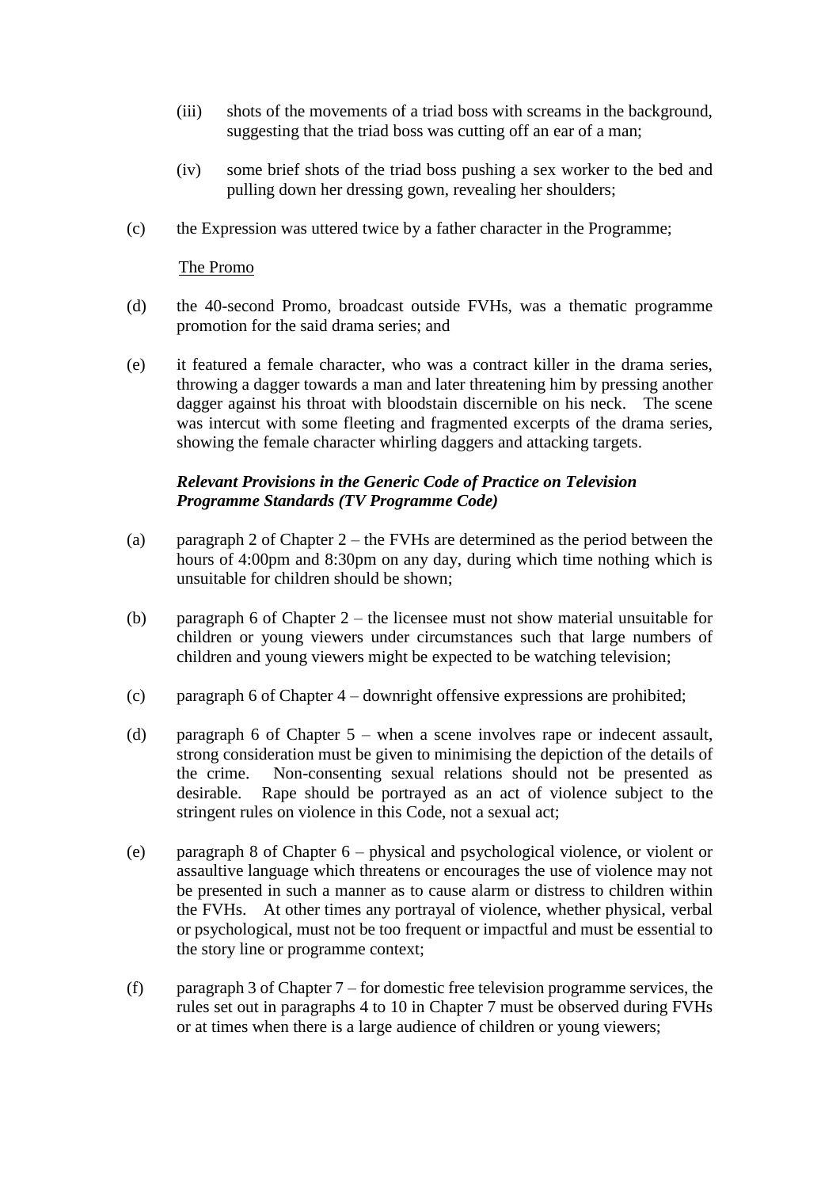(iii) shots of the movements of a triad boss with screams in the background, suggesting that the triad boss was cutting off an ear of a man;

(iv) some brief shots of the triad boss pushing a sex worker to the bed and pulling down her dressing gown, revealing her shoulders;

(c) the Expression was uttered twice by a father character in the Programme;

<u>The Promo</u>

(d) the 40-second Promo, broadcast outside FVHs, was a thematic programme promotion for the said drama series; and

(e) it featured a female character, who was a contract killer in the drama series, throwing a dagger towards a man and later threatening him by pressing another dagger against his throat with bloodstain discernible on his neck. The scene was intercut with some fleeting and fragmented excerpts of the drama series, showing the female character whirling daggers and attacking targets.

***Relevant Provisions in the Generic Code of Practice on Television Programme Standards (TV Programme Code)***

(a) paragraph 2 of Chapter 2 – the FVHs are determined as the period between the hours of 4:00pm and 8:30pm on any day, during which time nothing which is unsuitable for children should be shown;

(b) paragraph 6 of Chapter 2 – the licensee must not show material unsuitable for children or young viewers under circumstances such that large numbers of children and young viewers might be expected to be watching television;

(c) paragraph 6 of Chapter 4 – downright offensive expressions are prohibited;

(d) paragraph 6 of Chapter 5 – when a scene involves rape or indecent assault, strong consideration must be given to minimising the depiction of the details of the crime. Non-consenting sexual relations should not be presented as desirable. Rape should be portrayed as an act of violence subject to the stringent rules on violence in this Code, not a sexual act;

(e) paragraph 8 of Chapter 6 – physical and psychological violence, or violent or assaultive language which threatens or encourages the use of violence may not be presented in such a manner as to cause alarm or distress to children within the FVHs. At other times any portrayal of violence, whether physical, verbal or psychological, must not be too frequent or impactful and must be essential to the story line or programme context;

(f) paragraph 3 of Chapter 7 – for domestic free television programme services, the rules set out in paragraphs 4 to 10 in Chapter 7 must be observed during FVHs or at times when there is a large audience of children or young viewers;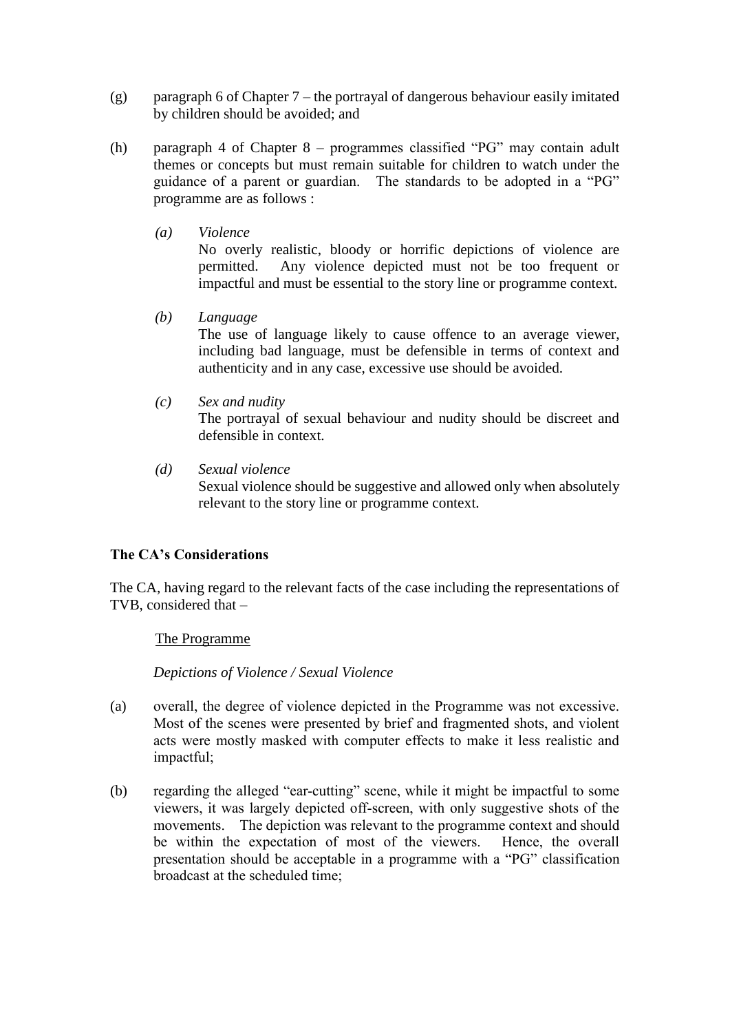(g) paragraph 6 of Chapter 7 – the portrayal of dangerous behaviour easily imitated by children should be avoided; and

(h) paragraph 4 of Chapter 8 – programmes classified "PG" may contain adult themes or concepts but must remain suitable for children to watch under the guidance of a parent or guardian. The standards to be adopted in a "PG" programme are as follows :

   *(a) Violence*
   No overly realistic, bloody or horrific depictions of violence are permitted. Any violence depicted must not be too frequent or impactful and must be essential to the story line or programme context.

   *(b) Language*
   The use of language likely to cause offence to an average viewer, including bad language, must be defensible in terms of context and authenticity and in any case, excessive use should be avoided.

   *(c) Sex and nudity*
   The portrayal of sexual behaviour and nudity should be discreet and defensible in context.

   *(d) Sexual violence*
   Sexual violence should be suggestive and allowed only when absolutely relevant to the story line or programme context.

**The CA's Considerations**

The CA, having regard to the relevant facts of the case including the representations of TVB, considered that –

<u>The Programme</u>

*Depictions of Violence / Sexual Violence*

(a) overall, the degree of violence depicted in the Programme was not excessive. Most of the scenes were presented by brief and fragmented shots, and violent acts were mostly masked with computer effects to make it less realistic and impactful;

(b) regarding the alleged "ear-cutting" scene, while it might be impactful to some viewers, it was largely depicted off-screen, with only suggestive shots of the movements. The depiction was relevant to the programme context and should be within the expectation of most of the viewers. Hence, the overall presentation should be acceptable in a programme with a "PG" classification broadcast at the scheduled time;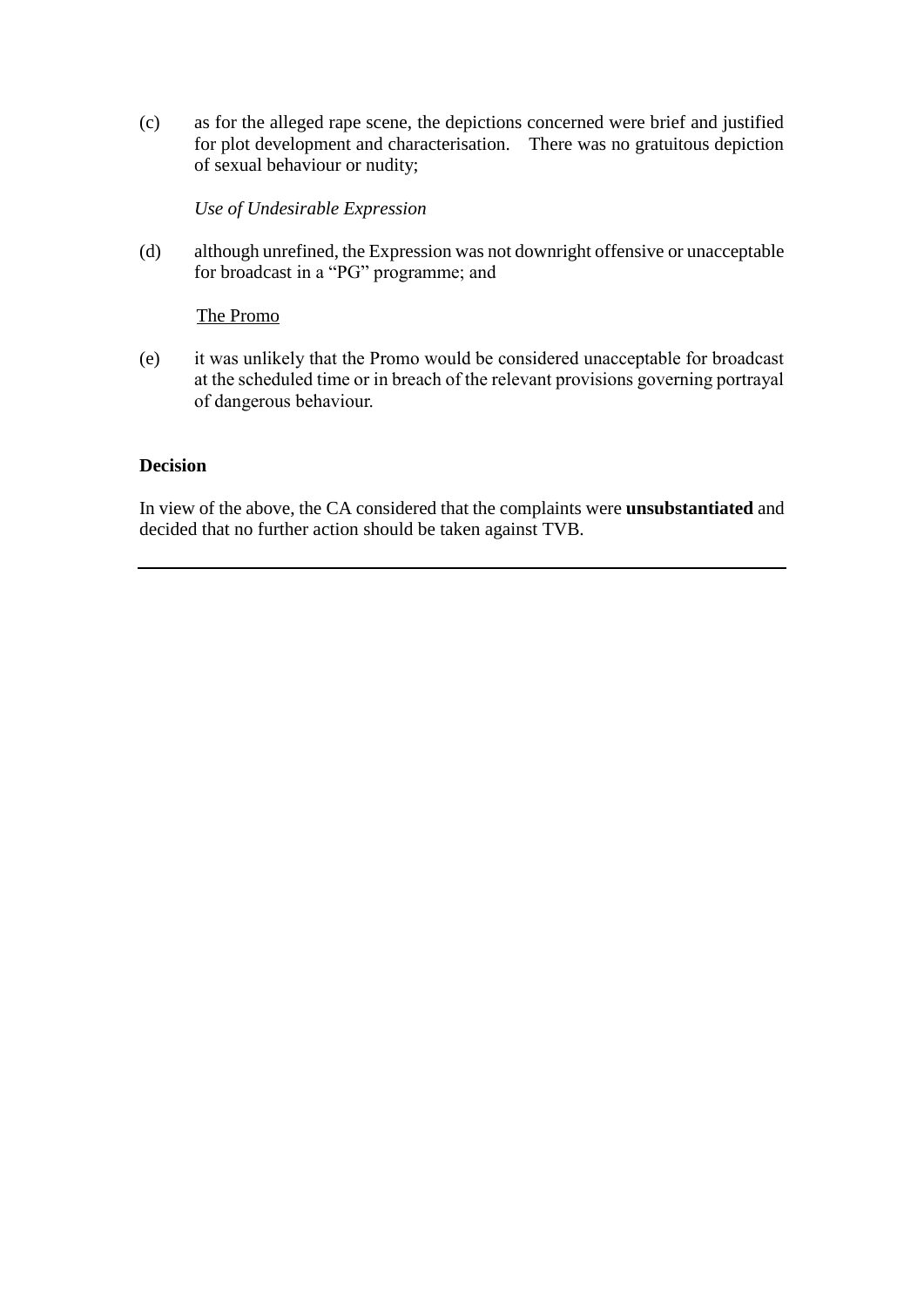(c) as for the alleged rape scene, the depictions concerned were brief and justified for plot development and characterisation. There was no gratuitous depiction of sexual behaviour or nudity;

*Use of Undesirable Expression*

(d) although unrefined, the Expression was not downright offensive or unacceptable for broadcast in a "PG" programme; and

<u>The Promo</u>

(e) it was unlikely that the Promo would be considered unacceptable for broadcast at the scheduled time or in breach of the relevant provisions governing portrayal of dangerous behaviour.

**Decision**

In view of the above, the CA considered that the complaints were **unsubstantiated** and decided that no further action should be taken against TVB.

---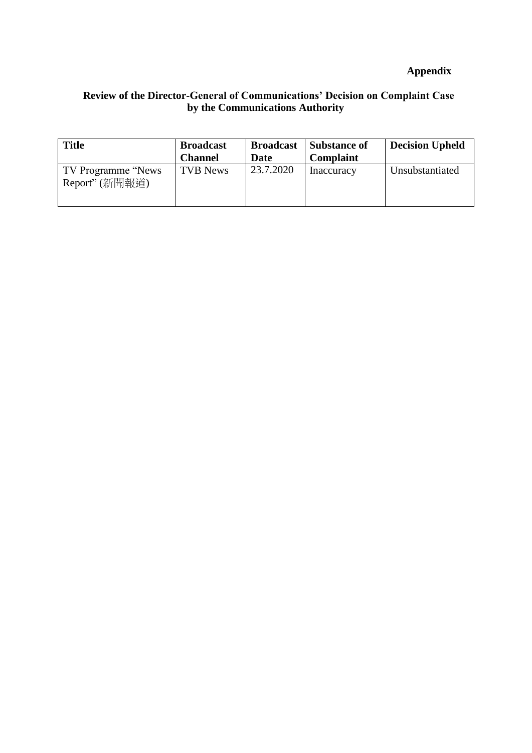**Appendix**

**Review of the Director-General of Communications' Decision on Complaint Case by the Communications Authority**

| **Title** | **Broadcast Channel** | **Broadcast Date** | **Substance of Complaint** | **Decision Upheld** |
|---|---|---|---|---|
| TV Programme "News Report" (新聞報道) | TVB News | 23.7.2020 | Inaccuracy | Unsubstantiated |